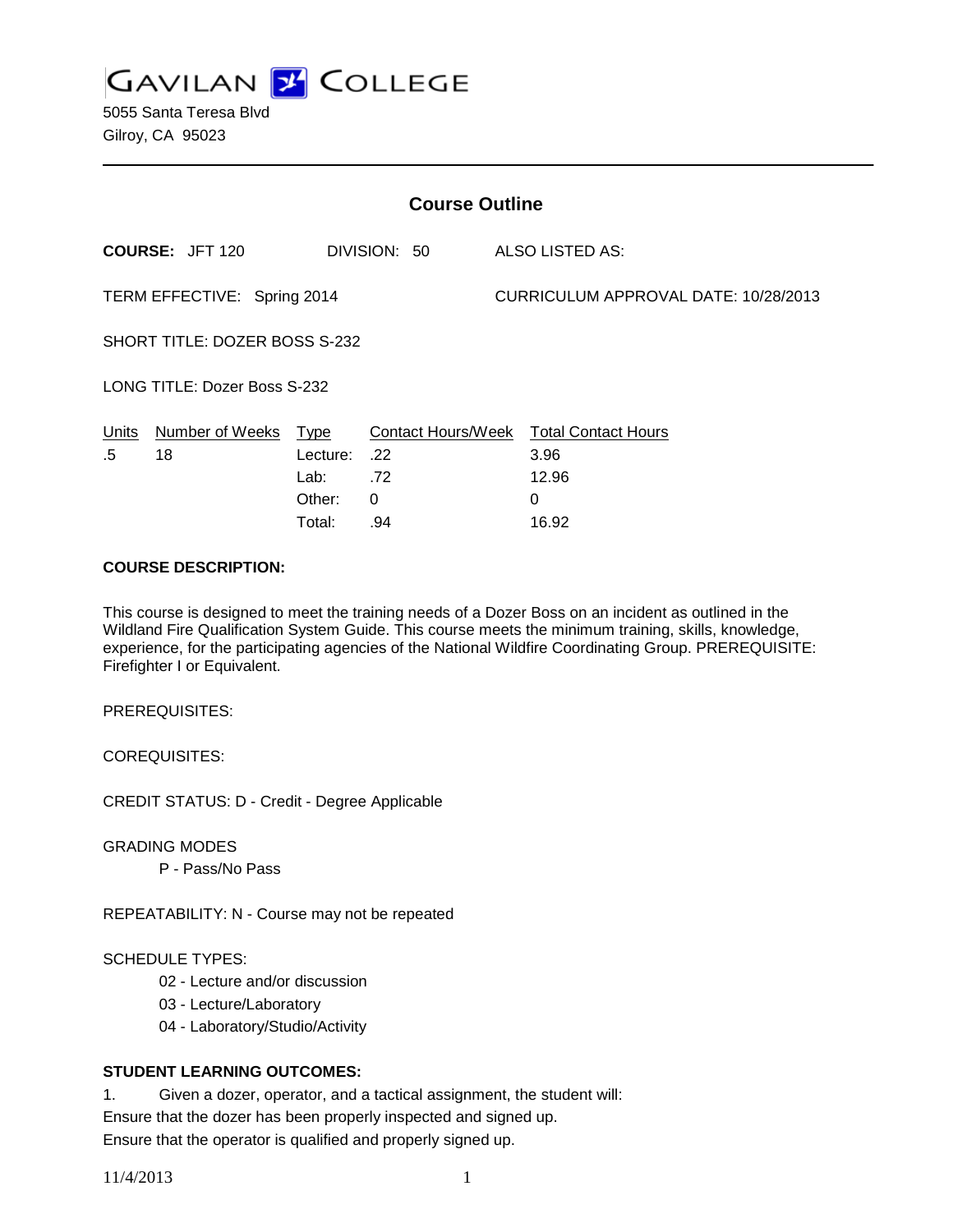# GAVILAN COLLEGE

5055 Santa Teresa Blvd
Gilroy, CA 95023

## Course Outline

**COURSE:** JFT 120 DIVISION: 50 ALSO LISTED AS:

TERM EFFECTIVE: Spring 2014 CURRICULUM APPROVAL DATE: 10/28/2013

SHORT TITLE: DOZER BOSS S-232

LONG TITLE: Dozer Boss S-232

| Units | Number of Weeks | Type | Contact Hours/Week | Total Contact Hours |
|---|---|---|---|---|
| .5 | 18 | Lecture: | .22 | 3.96 |
| | | Lab: | .72 | 12.96 |
| | | Other: | 0 | 0 |
| | | Total: | .94 | 16.92 |

**COURSE DESCRIPTION:**

This course is designed to meet the training needs of a Dozer Boss on an incident as outlined in the Wildland Fire Qualification System Guide. This course meets the minimum training, skills, knowledge, experience, for the participating agencies of the National Wildfire Coordinating Group. PREREQUISITE: Firefighter I or Equivalent.

PREREQUISITES:

COREQUISITES:

CREDIT STATUS: D - Credit - Degree Applicable

GRADING MODES

P - Pass/No Pass

REPEATABILITY: N - Course may not be repeated

SCHEDULE TYPES:

02 - Lecture and/or discussion

03 - Lecture/Laboratory

04 - Laboratory/Studio/Activity

**STUDENT LEARNING OUTCOMES:**

1. Given a dozer, operator, and a tactical assignment, the student will:
Ensure that the dozer has been properly inspected and signed up.
Ensure that the operator is qualified and properly signed up.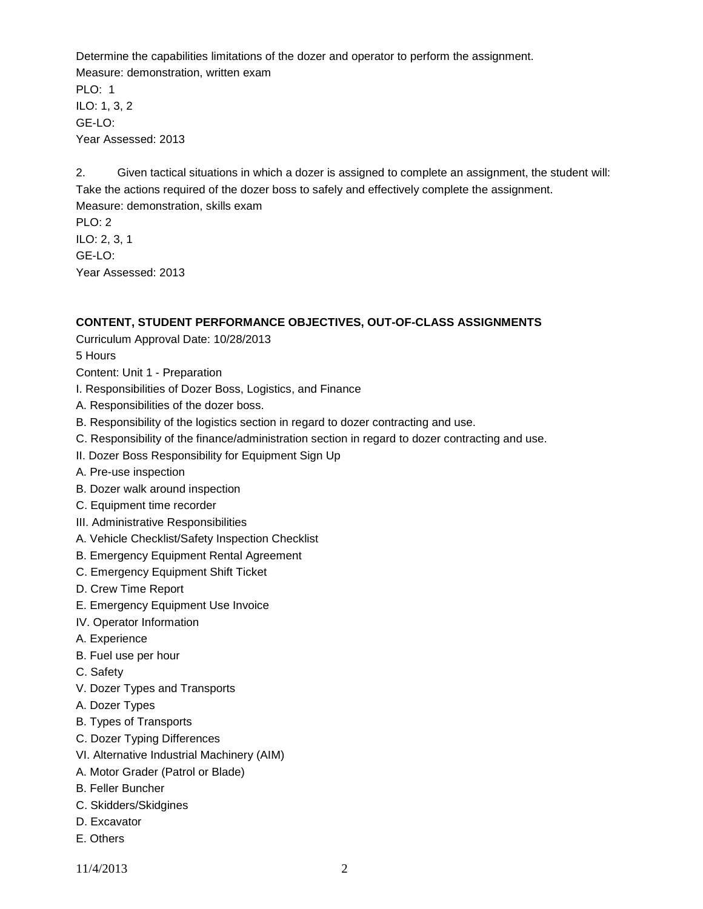Determine the capabilities limitations of the dozer and operator to perform the assignment.
Measure: demonstration, written exam
PLO: 1
ILO: 1, 3, 2
GE-LO:
Year Assessed: 2013

2. Given tactical situations in which a dozer is assigned to complete an assignment, the student will:
Take the actions required of the dozer boss to safely and effectively complete the assignment.
Measure: demonstration, skills exam
PLO: 2
ILO: 2, 3, 1
GE-LO:
Year Assessed: 2013

**CONTENT, STUDENT PERFORMANCE OBJECTIVES, OUT-OF-CLASS ASSIGNMENTS**

Curriculum Approval Date: 10/28/2013

5 Hours

Content: Unit 1 - Preparation

I. Responsibilities of Dozer Boss, Logistics, and Finance
A. Responsibilities of the dozer boss.
B. Responsibility of the logistics section in regard to dozer contracting and use.
C. Responsibility of the finance/administration section in regard to dozer contracting and use.
II. Dozer Boss Responsibility for Equipment Sign Up
A. Pre-use inspection
B. Dozer walk around inspection
C. Equipment time recorder
III. Administrative Responsibilities
A. Vehicle Checklist/Safety Inspection Checklist
B. Emergency Equipment Rental Agreement
C. Emergency Equipment Shift Ticket
D. Crew Time Report
E. Emergency Equipment Use Invoice
IV. Operator Information
A. Experience
B. Fuel use per hour
C. Safety
V. Dozer Types and Transports
A. Dozer Types
B. Types of Transports
C. Dozer Typing Differences
VI. Alternative Industrial Machinery (AIM)
A. Motor Grader (Patrol or Blade)
B. Feller Buncher
C. Skidders/Skidgines
D. Excavator
E. Others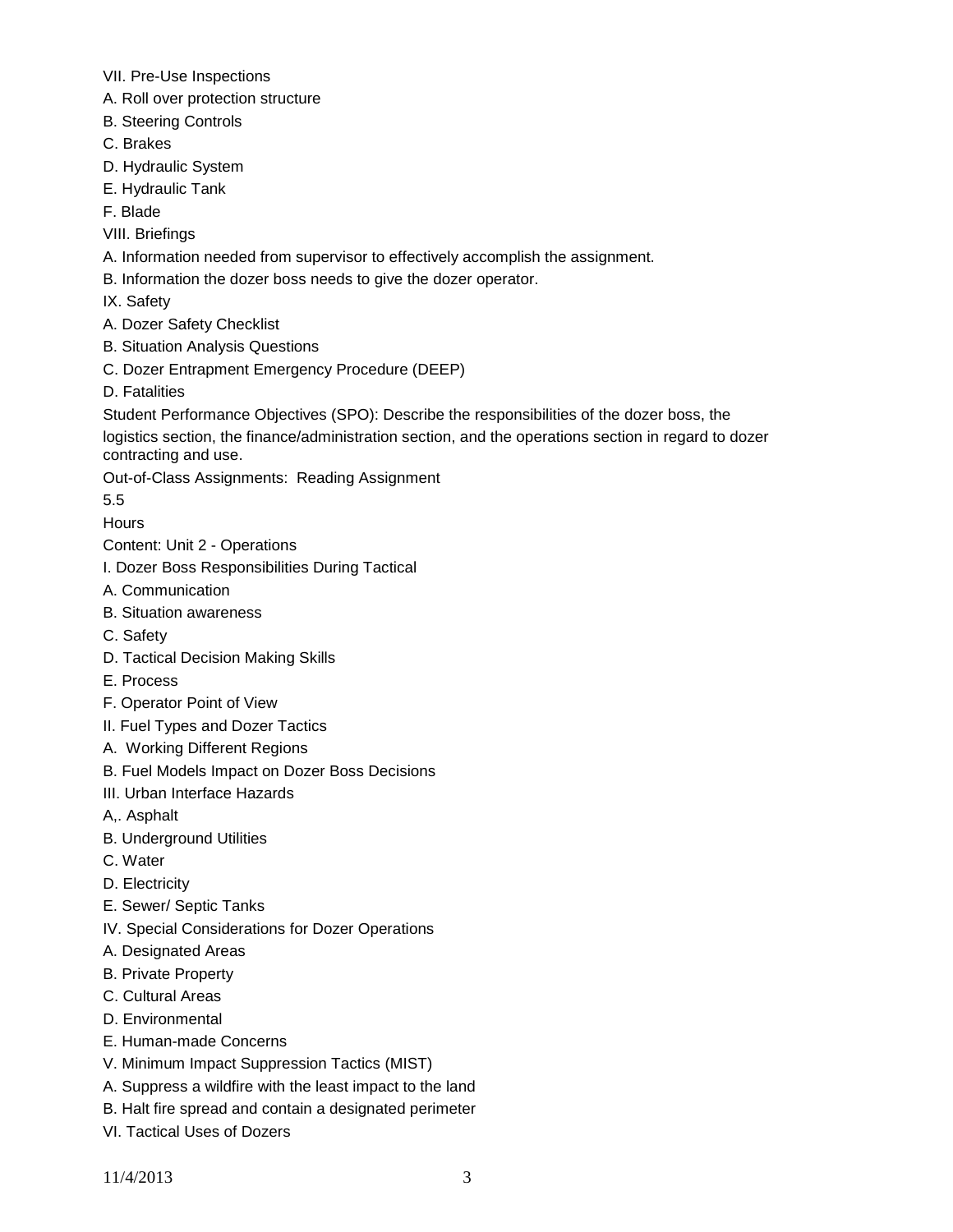VII. Pre-Use Inspections

A. Roll over protection structure

B. Steering Controls

C. Brakes

D. Hydraulic System

E. Hydraulic Tank

F. Blade

VIII. Briefings

A. Information needed from supervisor to effectively accomplish the assignment.

B. Information the dozer boss needs to give the dozer operator.

IX. Safety

A. Dozer Safety Checklist

B. Situation Analysis Questions

C. Dozer Entrapment Emergency Procedure (DEEP)

D. Fatalities

Student Performance Objectives (SPO): Describe the responsibilities of the dozer boss, the logistics section, the finance/administration section, and the operations section in regard to dozer contracting and use.

Out-of-Class Assignments: Reading Assignment

5.5

Hours

Content: Unit 2 - Operations

I. Dozer Boss Responsibilities During Tactical

A. Communication

B. Situation awareness

C. Safety

D. Tactical Decision Making Skills

E. Process

F. Operator Point of View

II. Fuel Types and Dozer Tactics

A. Working Different Regions

B. Fuel Models Impact on Dozer Boss Decisions

III. Urban Interface Hazards

A,. Asphalt

B. Underground Utilities

C. Water

D. Electricity

E. Sewer/ Septic Tanks

IV. Special Considerations for Dozer Operations

A. Designated Areas

B. Private Property

C. Cultural Areas

D. Environmental

E. Human-made Concerns

V. Minimum Impact Suppression Tactics (MIST)

A. Suppress a wildfire with the least impact to the land

B. Halt fire spread and contain a designated perimeter

VI. Tactical Uses of Dozers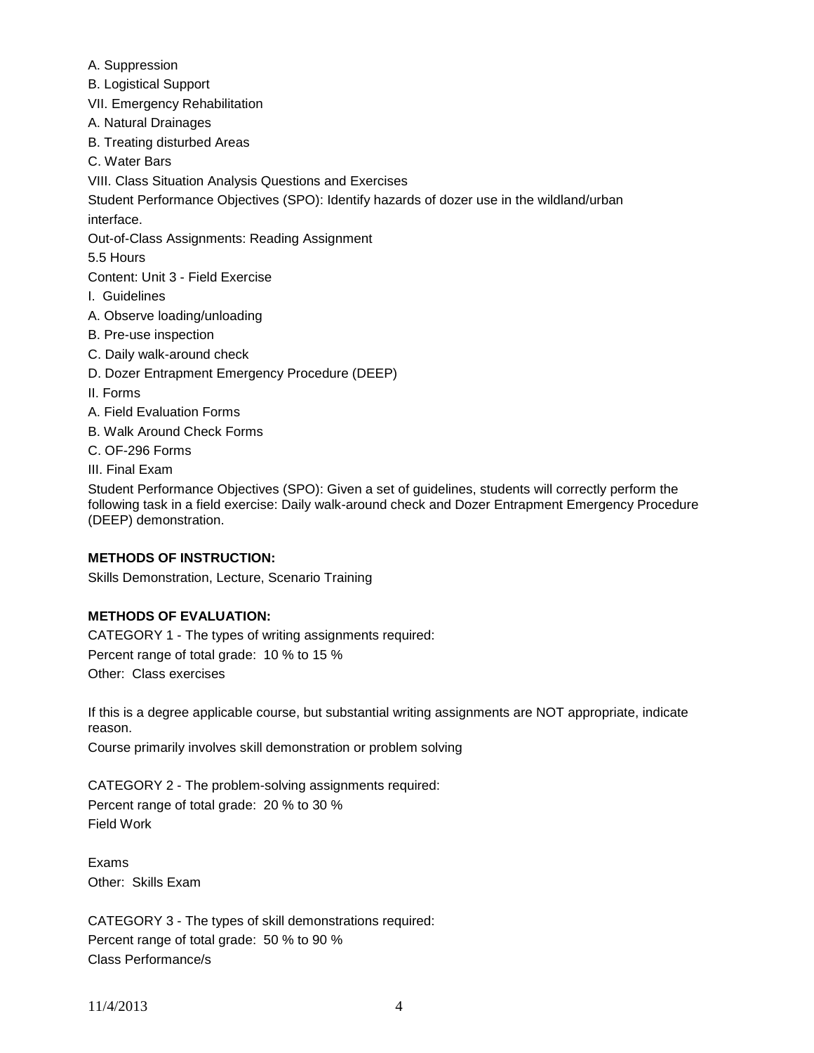A. Suppression

B. Logistical Support

VII. Emergency Rehabilitation

A. Natural Drainages

B. Treating disturbed Areas

C. Water Bars

VIII. Class Situation Analysis Questions and Exercises

Student Performance Objectives (SPO): Identify hazards of dozer use in the wildland/urban interface.

Out-of-Class Assignments: Reading Assignment

5.5 Hours

Content: Unit 3 - Field Exercise

I. Guidelines

A. Observe loading/unloading

B. Pre-use inspection

C. Daily walk-around check

D. Dozer Entrapment Emergency Procedure (DEEP)

II. Forms

A. Field Evaluation Forms

B. Walk Around Check Forms

C. OF-296 Forms

III. Final Exam

Student Performance Objectives (SPO): Given a set of guidelines, students will correctly perform the following task in a field exercise: Daily walk-around check and Dozer Entrapment Emergency Procedure (DEEP) demonstration.

**METHODS OF INSTRUCTION:**

Skills Demonstration, Lecture, Scenario Training

**METHODS OF EVALUATION:**

CATEGORY 1 - The types of writing assignments required:

Percent range of total grade: 10 % to 15 %

Other: Class exercises

If this is a degree applicable course, but substantial writing assignments are NOT appropriate, indicate reason.

Course primarily involves skill demonstration or problem solving

CATEGORY 2 - The problem-solving assignments required:

Percent range of total grade: 20 % to 30 %

Field Work

Exams

Other: Skills Exam

CATEGORY 3 - The types of skill demonstrations required:

Percent range of total grade: 50 % to 90 %

Class Performance/s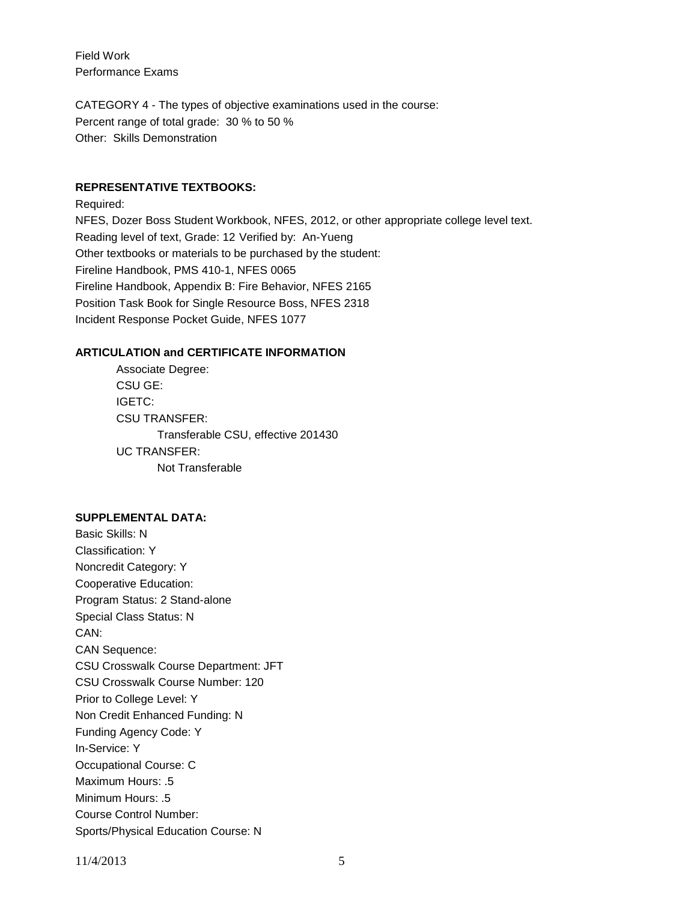Field Work
Performance Exams

CATEGORY 4 - The types of objective examinations used in the course:
Percent range of total grade: 30 % to 50 %
Other: Skills Demonstration

**REPRESENTATIVE TEXTBOOKS:**

Required:
NFES, Dozer Boss Student Workbook, NFES, 2012, or other appropriate college level text.
Reading level of text, Grade: 12 Verified by: An-Yueng
Other textbooks or materials to be purchased by the student:
Fireline Handbook, PMS 410-1, NFES 0065
Fireline Handbook, Appendix B: Fire Behavior, NFES 2165
Position Task Book for Single Resource Boss, NFES 2318
Incident Response Pocket Guide, NFES 1077

**ARTICULATION and CERTIFICATE INFORMATION**

Associate Degree:
CSU GE:
IGETC:
CSU TRANSFER:
    Transferable CSU, effective 201430
UC TRANSFER:
    Not Transferable

**SUPPLEMENTAL DATA:**

Basic Skills: N
Classification: Y
Noncredit Category: Y
Cooperative Education:
Program Status: 2 Stand-alone
Special Class Status: N
CAN:
CAN Sequence:
CSU Crosswalk Course Department: JFT
CSU Crosswalk Course Number: 120
Prior to College Level: Y
Non Credit Enhanced Funding: N
Funding Agency Code: Y
In-Service: Y
Occupational Course: C
Maximum Hours: .5
Minimum Hours: .5
Course Control Number:
Sports/Physical Education Course: N

11/4/2013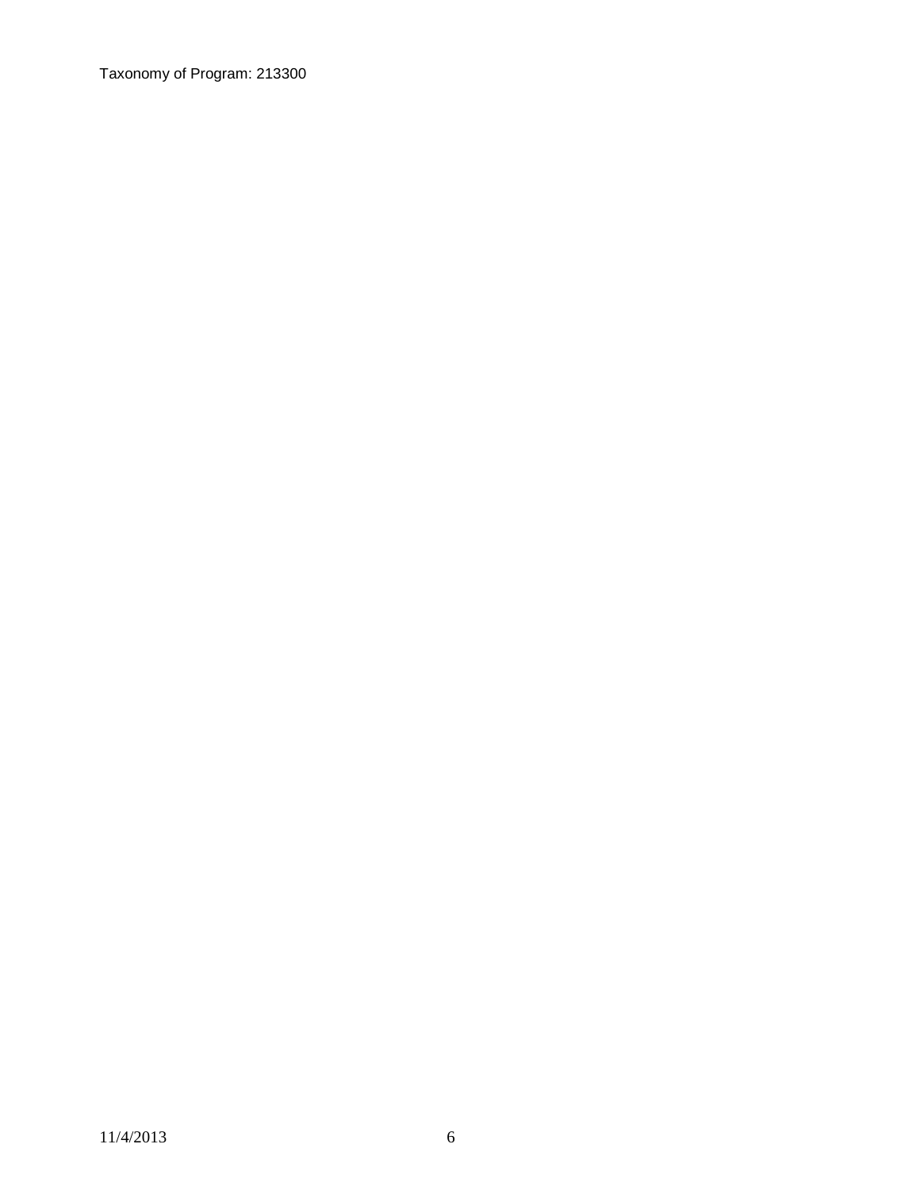Taxonomy of Program: 213300